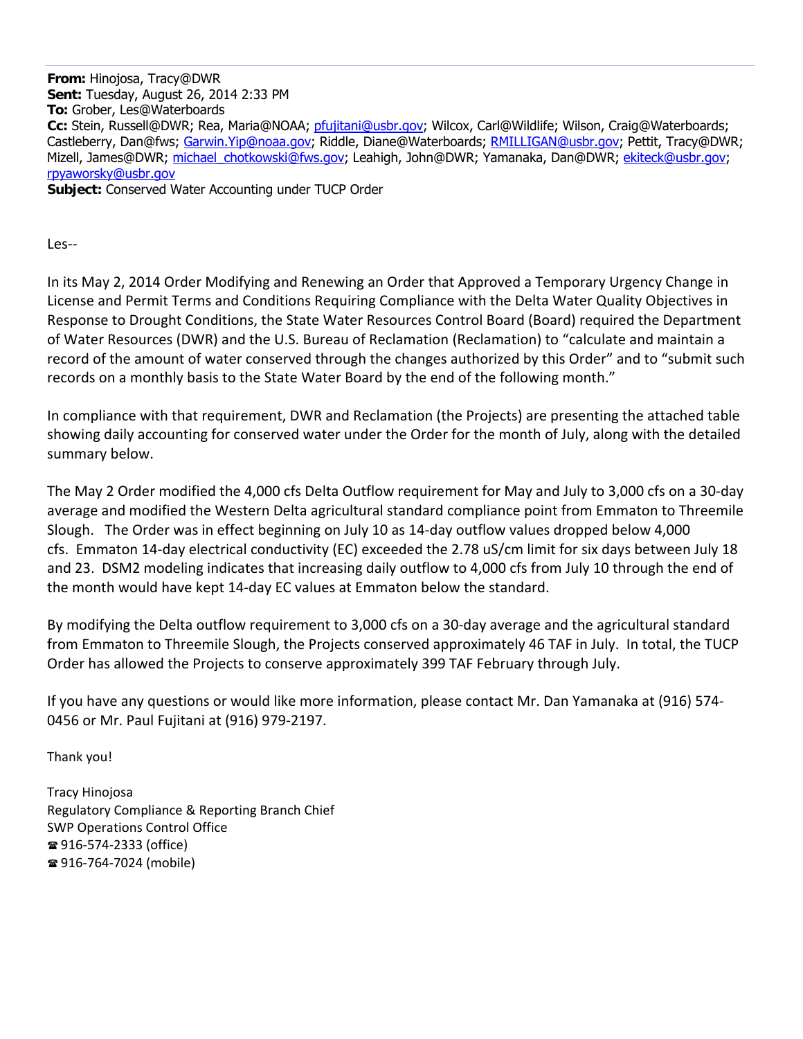**From:** Hinojosa, Tracy@DWR
**Sent:** Tuesday, August 26, 2014 2:33 PM
**To:** Grober, Les@Waterboards
**Cc:** Stein, Russell@DWR; Rea, Maria@NOAA; pfujitani@usbr.gov; Wilcox, Carl@Wildlife; Wilson, Craig@Waterboards; Castleberry, Dan@fws; Garwin.Yip@noaa.gov; Riddle, Diane@Waterboards; RMILLIGAN@usbr.gov; Pettit, Tracy@DWR; Mizell, James@DWR; michael_chotkowski@fws.gov; Leahigh, John@DWR; Yamanaka, Dan@DWR; ekiteck@usbr.gov; rpyaworsky@usbr.gov
**Subject:** Conserved Water Accounting under TUCP Order

Les--

In its May 2, 2014 Order Modifying and Renewing an Order that Approved a Temporary Urgency Change in License and Permit Terms and Conditions Requiring Compliance with the Delta Water Quality Objectives in Response to Drought Conditions, the State Water Resources Control Board (Board) required the Department of Water Resources (DWR) and the U.S. Bureau of Reclamation (Reclamation) to "calculate and maintain a record of the amount of water conserved through the changes authorized by this Order" and to "submit such records on a monthly basis to the State Water Board by the end of the following month."

In compliance with that requirement, DWR and Reclamation (the Projects) are presenting the attached table showing daily accounting for conserved water under the Order for the month of July, along with the detailed summary below.

The May 2 Order modified the 4,000 cfs Delta Outflow requirement for May and July to 3,000 cfs on a 30-day average and modified the Western Delta agricultural standard compliance point from Emmaton to Threemile Slough. The Order was in effect beginning on July 10 as 14-day outflow values dropped below 4,000 cfs. Emmaton 14-day electrical conductivity (EC) exceeded the 2.78 uS/cm limit for six days between July 18 and 23. DSM2 modeling indicates that increasing daily outflow to 4,000 cfs from July 10 through the end of the month would have kept 14-day EC values at Emmaton below the standard.

By modifying the Delta outflow requirement to 3,000 cfs on a 30-day average and the agricultural standard from Emmaton to Threemile Slough, the Projects conserved approximately 46 TAF in July. In total, the TUCP Order has allowed the Projects to conserve approximately 399 TAF February through July.

If you have any questions or would like more information, please contact Mr. Dan Yamanaka at (916) 574-0456 or Mr. Paul Fujitani at (916) 979-2197.

Thank you!

Tracy Hinojosa
Regulatory Compliance & Reporting Branch Chief
SWP Operations Control Office
☎ 916-574-2333 (office)
☎ 916-764-7024 (mobile)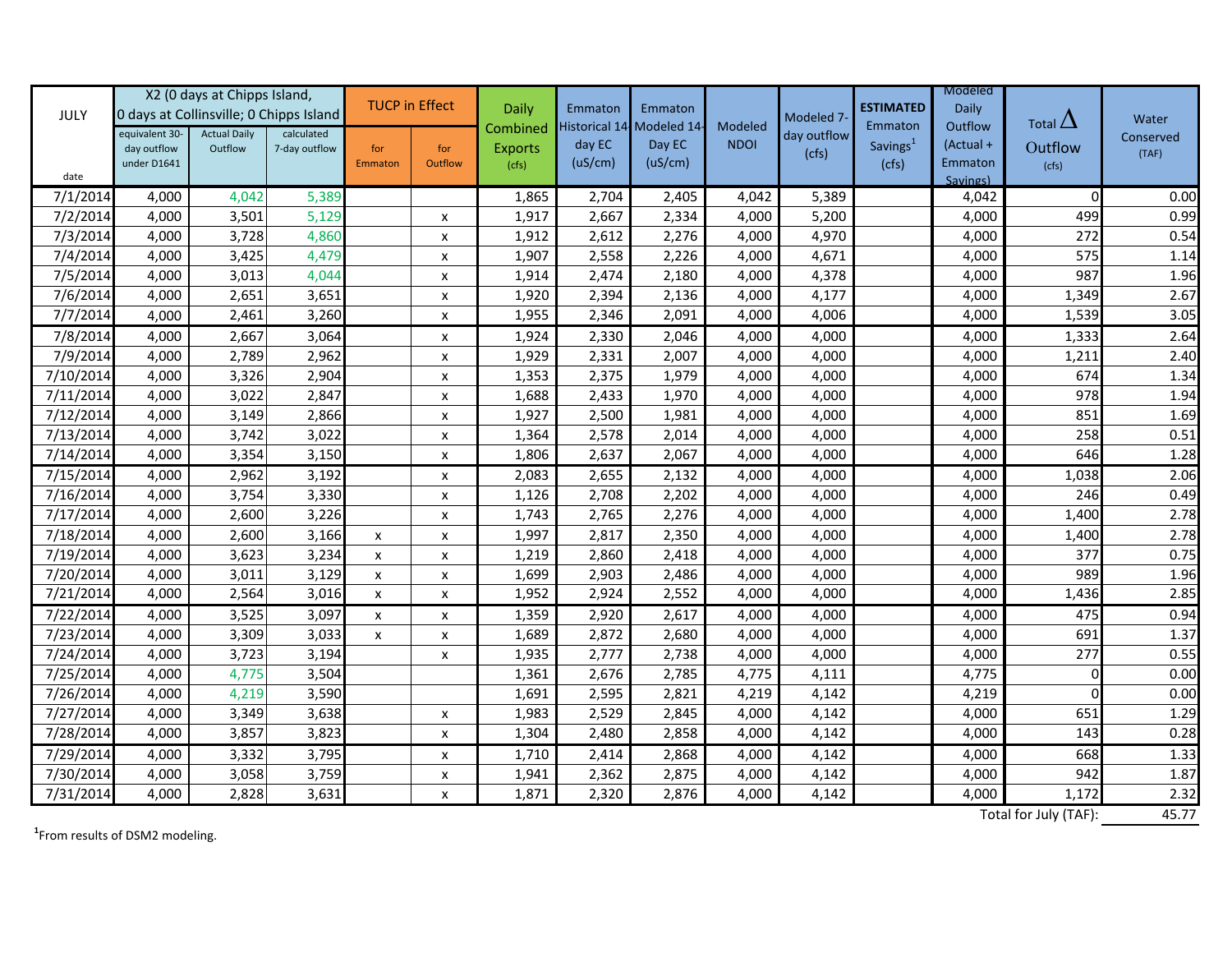| JULY | X2 (0 days at Chipps Island, 0 days at Collinsville; 0 Chipps Island | | | TUCP in Effect | | Daily Combined Exports (cfs) | Emmaton Historical 14-day EC (uS/cm) | Emmaton Modeled 14-Day EC (uS/cm) | Modeled NDOI | Modeled 7-day outflow (cfs) | ESTIMATED Emmaton Savings[1] (cfs) | Modeled Daily Outflow (Actual + Emmaton Savings) | Total Δ Outflow (cfs) | Water Conserved (TAF) |
|---|---|---|---|---|---|---|---|---|---|---|---|---|---|---|
| date | equivalent 30-day outflow under D1641 | Actual Daily Outflow | calculated 7-day outflow | for Emmaton | for Outflow | | | | | | | | | |
| 7/1/2014 | 4,000 | 4,042 | 5,389 | | | 1,865 | 2,704 | 2,405 | 4,042 | 5,389 | | 4,042 | 0 | 0.00 |
| 7/2/2014 | 4,000 | 3,501 | 5,129 | | x | 1,917 | 2,667 | 2,334 | 4,000 | 5,200 | | 4,000 | 499 | 0.99 |
| 7/3/2014 | 4,000 | 3,728 | 4,860 | | x | 1,912 | 2,612 | 2,276 | 4,000 | 4,970 | | 4,000 | 272 | 0.54 |
| 7/4/2014 | 4,000 | 3,425 | 4,479 | | x | 1,907 | 2,558 | 2,226 | 4,000 | 4,671 | | 4,000 | 575 | 1.14 |
| 7/5/2014 | 4,000 | 3,013 | 4,044 | | x | 1,914 | 2,474 | 2,180 | 4,000 | 4,378 | | 4,000 | 987 | 1.96 |
| 7/6/2014 | 4,000 | 2,651 | 3,651 | | x | 1,920 | 2,394 | 2,136 | 4,000 | 4,177 | | 4,000 | 1,349 | 2.67 |
| 7/7/2014 | 4,000 | 2,461 | 3,260 | | x | 1,955 | 2,346 | 2,091 | 4,000 | 4,006 | | 4,000 | 1,539 | 3.05 |
| 7/8/2014 | 4,000 | 2,667 | 3,064 | | x | 1,924 | 2,330 | 2,046 | 4,000 | 4,000 | | 4,000 | 1,333 | 2.64 |
| 7/9/2014 | 4,000 | 2,789 | 2,962 | | x | 1,929 | 2,331 | 2,007 | 4,000 | 4,000 | | 4,000 | 1,211 | 2.40 |
| 7/10/2014 | 4,000 | 3,326 | 2,904 | | x | 1,353 | 2,375 | 1,979 | 4,000 | 4,000 | | 4,000 | 674 | 1.34 |
| 7/11/2014 | 4,000 | 3,022 | 2,847 | | x | 1,688 | 2,433 | 1,970 | 4,000 | 4,000 | | 4,000 | 978 | 1.94 |
| 7/12/2014 | 4,000 | 3,149 | 2,866 | | x | 1,927 | 2,500 | 1,981 | 4,000 | 4,000 | | 4,000 | 851 | 1.69 |
| 7/13/2014 | 4,000 | 3,742 | 3,022 | | x | 1,364 | 2,578 | 2,014 | 4,000 | 4,000 | | 4,000 | 258 | 0.51 |
| 7/14/2014 | 4,000 | 3,354 | 3,150 | | x | 1,806 | 2,637 | 2,067 | 4,000 | 4,000 | | 4,000 | 646 | 1.28 |
| 7/15/2014 | 4,000 | 2,962 | 3,192 | | x | 2,083 | 2,655 | 2,132 | 4,000 | 4,000 | | 4,000 | 1,038 | 2.06 |
| 7/16/2014 | 4,000 | 3,754 | 3,330 | | x | 1,126 | 2,708 | 2,202 | 4,000 | 4,000 | | 4,000 | 246 | 0.49 |
| 7/17/2014 | 4,000 | 2,600 | 3,226 | | x | 1,743 | 2,765 | 2,276 | 4,000 | 4,000 | | 4,000 | 1,400 | 2.78 |
| 7/18/2014 | 4,000 | 2,600 | 3,166 | x | x | 1,997 | 2,817 | 2,350 | 4,000 | 4,000 | | 4,000 | 1,400 | 2.78 |
| 7/19/2014 | 4,000 | 3,623 | 3,234 | x | x | 1,219 | 2,860 | 2,418 | 4,000 | 4,000 | | 4,000 | 377 | 0.75 |
| 7/20/2014 | 4,000 | 3,011 | 3,129 | x | x | 1,699 | 2,903 | 2,486 | 4,000 | 4,000 | | 4,000 | 989 | 1.96 |
| 7/21/2014 | 4,000 | 2,564 | 3,016 | x | x | 1,952 | 2,924 | 2,552 | 4,000 | 4,000 | | 4,000 | 1,436 | 2.85 |
| 7/22/2014 | 4,000 | 3,525 | 3,097 | x | x | 1,359 | 2,920 | 2,617 | 4,000 | 4,000 | | 4,000 | 475 | 0.94 |
| 7/23/2014 | 4,000 | 3,309 | 3,033 | x | x | 1,689 | 2,872 | 2,680 | 4,000 | 4,000 | | 4,000 | 691 | 1.37 |
| 7/24/2014 | 4,000 | 3,723 | 3,194 | | x | 1,935 | 2,777 | 2,738 | 4,000 | 4,000 | | 4,000 | 277 | 0.55 |
| 7/25/2014 | 4,000 | 4,775 | 3,504 | | | 1,361 | 2,676 | 2,785 | 4,775 | 4,111 | | 4,775 | 0 | 0.00 |
| 7/26/2014 | 4,000 | 4,219 | 3,590 | | | 1,691 | 2,595 | 2,821 | 4,219 | 4,142 | | 4,219 | 0 | 0.00 |
| 7/27/2014 | 4,000 | 3,349 | 3,638 | | x | 1,983 | 2,529 | 2,845 | 4,000 | 4,142 | | 4,000 | 651 | 1.29 |
| 7/28/2014 | 4,000 | 3,857 | 3,823 | | x | 1,304 | 2,480 | 2,858 | 4,000 | 4,142 | | 4,000 | 143 | 0.28 |
| 7/29/2014 | 4,000 | 3,332 | 3,795 | | x | 1,710 | 2,414 | 2,868 | 4,000 | 4,142 | | 4,000 | 668 | 1.33 |
| 7/30/2014 | 4,000 | 3,058 | 3,759 | | x | 1,941 | 2,362 | 2,875 | 4,000 | 4,142 | | 4,000 | 942 | 1.87 |
| 7/31/2014 | 4,000 | 2,828 | 3,631 | | x | 1,871 | 2,320 | 2,876 | 4,000 | 4,142 | | 4,000 | 1,172 | 2.32 |
| | | | | | | | | | | | | | Total for July (TAF): | 45.77 |

[1]From results of DSM2 modeling.